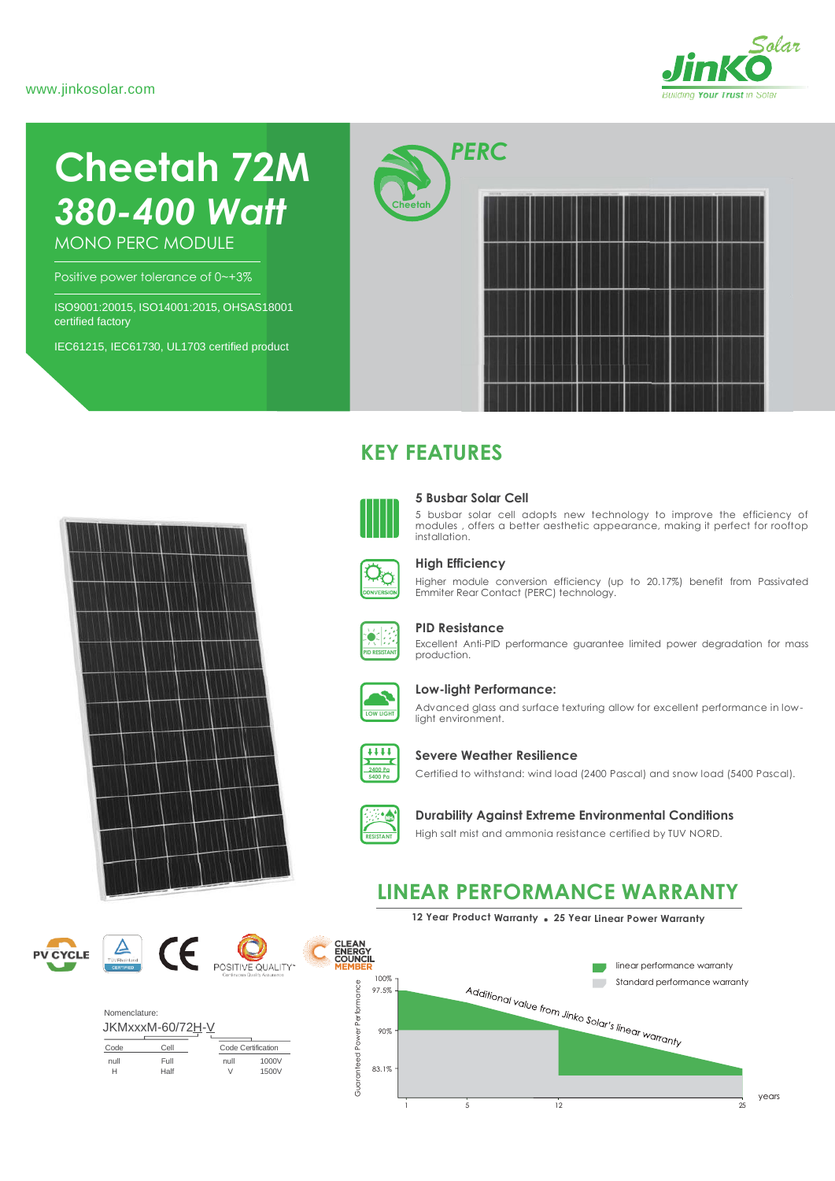www.jinkosolar.com

# Cheetah 72M

## *380-400 Watt*

MONO PERC MODULE

Positive power tolerance of 0~+3%

ISO9001:20015, ISO14001:2015, OHSAS18001 certified factory

IEC61215, IEC61730, UL1703 certified product

PERC

## KEY FEATURES

### 5 Busbar Solar Cell

5 busbar solar cell adopts new technology to improve the efficiency of modules , offers a better aesthetic appearance, making it perfect for rooftop installation.

### High Efficiency

Higher module conversion efficiency (up to 20.17%) benefit from Passivated Emmiter Rear Contact (PERC) technology.

### PID Resistance

Excellent Anti-PID performance guarantee limited power degradation for mass production.

### Low-light Performance:

Advanced glass and surface texturing allow for excellent performance in low-light environment.

### Severe Weather Resilience

Certified to withstand: wind load (2400 Pascal) and snow load (5400 Pascal).

### Durability Against Extreme Environmental Conditions

High salt mist and ammonia resistance certified by TUV NORD.

## LINEAR PERFORMANCE WARRANTY

**12 Year Product Warranty • 25 Year Linear Power Warranty**

- linear performance warranty
- Standard performance warranty

Additional value from Jinko Solar's linear warranty

Guaranteed Power Performance: 100%, 97.5%, 90%, 83.1%

years: 1, 5, 12, 25

Nomenclature:

JKMxxxM-60/72H-V

| Code | Cell | Code | Certification |
|---|---|---|---|
| null | Full | null | 1000V |
| H | Half | V | 1500V |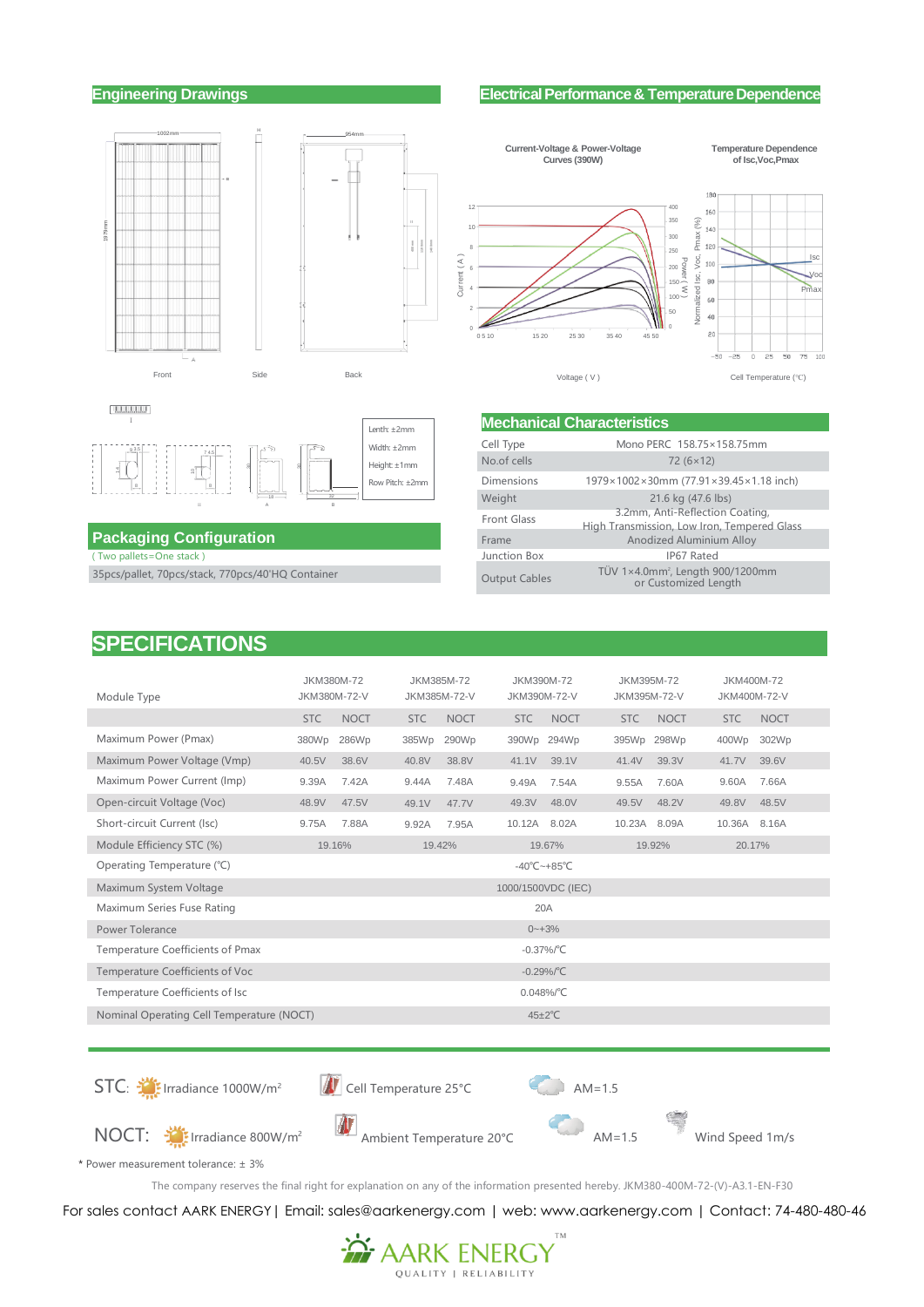## Engineering Drawings

1002mm

1979mm

954mm

Front

Side

Back

A

B

Lenth: ±2mm

Width: ±2mm

Height: ±1mm

Row Pitch: ±2mm

## Electrical Performance & Temperature Dependence

Current-Voltage & Power-Voltage Curves (390W)

Current ( A )

Power ( W )

Voltage ( V )

Temperature Dependence of Isc,Voc,Pmax

Normalized Isc, Voc, Pmax (%)

Isc

Voc

Pmax

Cell Temperature (℃)

## Packaging Configuration

( Two pallets=One stack )

35pcs/pallet, 70pcs/stack, 770pcs/40'HQ Container

## Mechanical Characteristics

| | |
|---|---|
| Cell Type | Mono PERC 158.75×158.75mm |
| No.of cells | 72 (6×12) |
| Dimensions | 1979×1002×30mm (77.91×39.45×1.18 inch) |
| Weight | 21.6 kg (47.6 lbs) |
| Front Glass | 3.2mm, Anti-Reflection Coating, High Transmission, Low Iron, Tempered Glass |
| Frame | Anodized Aluminium Alloy |
| Junction Box | IP67 Rated |
| Output Cables | TÜV 1×4.0mm², Length 900/1200mm or Customized Length |

## SPECIFICATIONS

| Module Type | JKM380M-72 JKM380M-72-V | | JKM385M-72 JKM385M-72-V | | JKM390M-72 JKM390M-72-V | | JKM395M-72 JKM395M-72-V | | JKM400M-72 JKM400M-72-V | |
|---|---|---|---|---|---|---|---|---|---|---|
| | STC | NOCT | STC | NOCT | STC | NOCT | STC | NOCT | STC | NOCT |
| Maximum Power (Pmax) | 380Wp | 286Wp | 385Wp | 290Wp | 390Wp | 294Wp | 395Wp | 298Wp | 400Wp | 302Wp |
| Maximum Power Voltage (Vmp) | 40.5V | 38.6V | 40.8V | 38.8V | 41.1V | 39.1V | 41.4V | 39.3V | 41.7V | 39.6V |
| Maximum Power Current (Imp) | 9.39A | 7.42A | 9.44A | 7.48A | 9.49A | 7.54A | 9.55A | 7.60A | 9.60A | 7.66A |
| Open-circuit Voltage (Voc) | 48.9V | 47.5V | 49.1V | 47.7V | 49.3V | 48.0V | 49.5V | 48.2V | 49.8V | 48.5V |
| Short-circuit Current (Isc) | 9.75A | 7.88A | 9.92A | 7.95A | 10.12A | 8.02A | 10.23A | 8.09A | 10.36A | 8.16A |
| Module Efficiency STC (%) | 19.16% | | 19.42% | | 19.67% | | 19.92% | | 20.17% | |
| Operating Temperature (℃) | -40℃~+85℃ | | | | | | | | | |
| Maximum System Voltage | 1000/1500VDC (IEC) | | | | | | | | | |
| Maximum Series Fuse Rating | 20A | | | | | | | | | |
| Power Tolerance | 0~+3% | | | | | | | | | |
| Temperature Coefficients of Pmax | -0.37%/℃ | | | | | | | | | |
| Temperature Coefficients of Voc | -0.29%/℃ | | | | | | | | | |
| Temperature Coefficients of Isc | 0.048%/℃ | | | | | | | | | |
| Nominal Operating Cell Temperature (NOCT) | 45±2℃ | | | | | | | | | |

STC: Irradiance 1000W/m² | Cell Temperature 25°C | AM=1.5

NOCT: Irradiance 800W/m² | Ambient Temperature 20°C | AM=1.5 | Wind Speed 1m/s

* Power measurement tolerance: ± 3%

The company reserves the final right for explanation on any of the information presented hereby. JKM380-400M-72-(V)-A3.1-EN-F30

For sales contact AARK ENERGY | Email: sales@aarkenergy.com | web: www.aarkenergy.com | Contact: 74-480-480-46

AARK ENERGY™

QUALITY | RELIABILITY